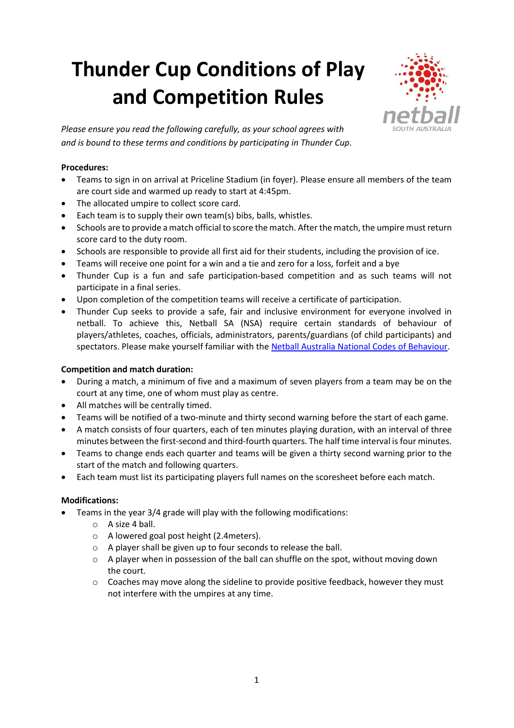# Thunder Cup Conditions of Play and Competition Rules

*Please ensure you read the following carefully, as your school agrees with and is bound to these terms and conditions by participating in Thunder Cup.*

**Procedures:**

- Teams to sign in on arrival at Priceline Stadium (in foyer). Please ensure all members of the team are court side and warmed up ready to start at 4:45pm.
- The allocated umpire to collect score card.
- Each team is to supply their own team(s) bibs, balls, whistles.
- Schools are to provide a match official to score the match. After the match, the umpire must return score card to the duty room.
- Schools are responsible to provide all first aid for their students, including the provision of ice.
- Teams will receive one point for a win and a tie and zero for a loss, forfeit and a bye
- Thunder Cup is a fun and safe participation-based competition and as such teams will not participate in a final series.
- Upon completion of the competition teams will receive a certificate of participation.
- Thunder Cup seeks to provide a safe, fair and inclusive environment for everyone involved in netball. To achieve this, Netball SA (NSA) require certain standards of behaviour of players/athletes, coaches, officials, administrators, parents/guardians (of child participants) and spectators. Please make yourself familiar with the Netball Australia National Codes of Behaviour.

**Competition and match duration:**

- During a match, a minimum of five and a maximum of seven players from a team may be on the court at any time, one of whom must play as centre.
- All matches will be centrally timed.
- Teams will be notified of a two-minute and thirty second warning before the start of each game.
- A match consists of four quarters, each of ten minutes playing duration, with an interval of three minutes between the first-second and third-fourth quarters. The half time interval is four minutes.
- Teams to change ends each quarter and teams will be given a thirty second warning prior to the start of the match and following quarters.
- Each team must list its participating players full names on the scoresheet before each match.

**Modifications:**

- Teams in the year 3/4 grade will play with the following modifications:
  - A size 4 ball.
  - A lowered goal post height (2.4meters).
  - A player shall be given up to four seconds to release the ball.
  - A player when in possession of the ball can shuffle on the spot, without moving down the court.
  - Coaches may move along the sideline to provide positive feedback, however they must not interfere with the umpires at any time.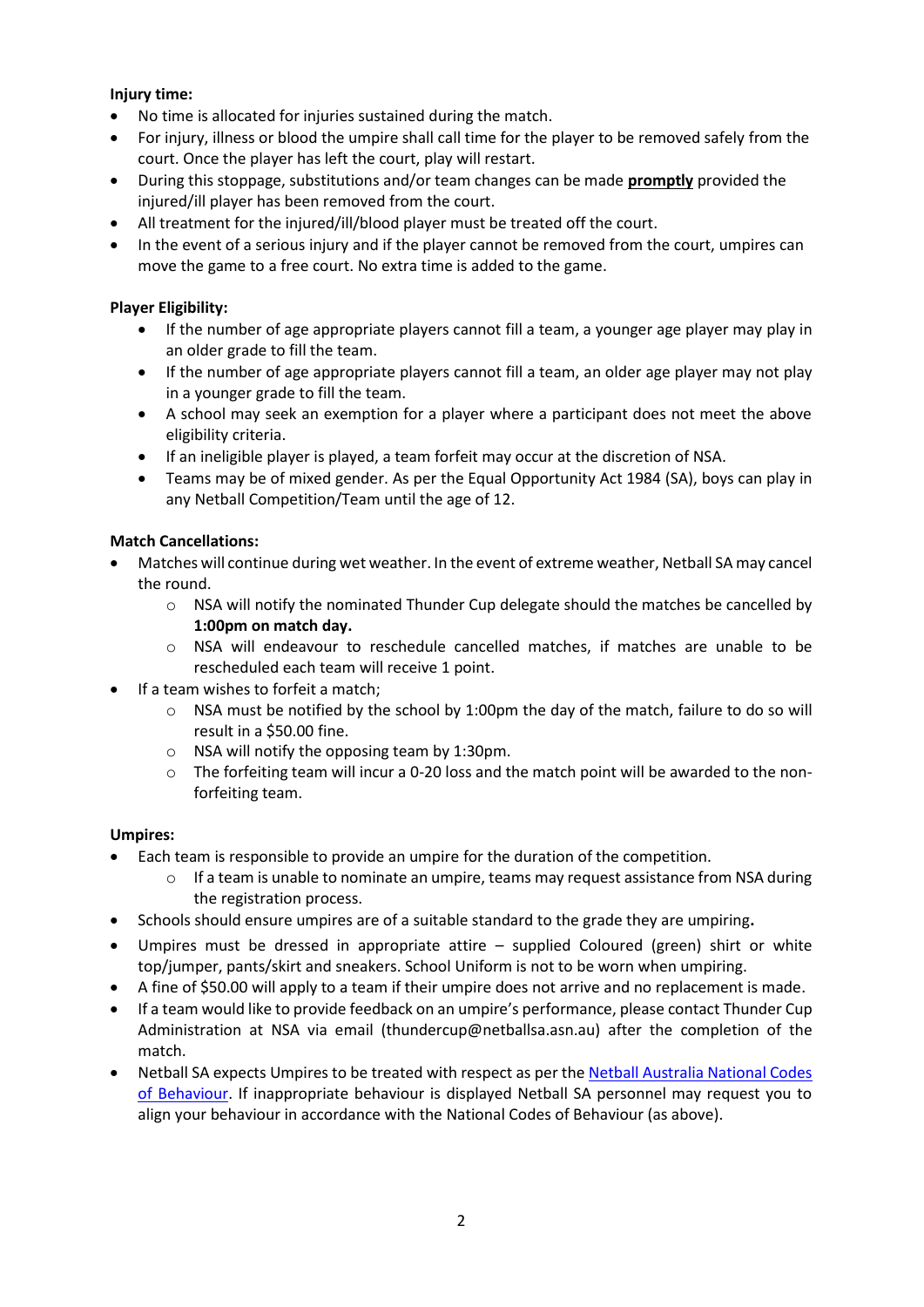**Injury time:**

- No time is allocated for injuries sustained during the match.
- For injury, illness or blood the umpire shall call time for the player to be removed safely from the court. Once the player has left the court, play will restart.
- During this stoppage, substitutions and/or team changes can be made **promptly** provided the injured/ill player has been removed from the court.
- All treatment for the injured/ill/blood player must be treated off the court.
- In the event of a serious injury and if the player cannot be removed from the court, umpires can move the game to a free court. No extra time is added to the game.

**Player Eligibility:**

- If the number of age appropriate players cannot fill a team, a younger age player may play in an older grade to fill the team.
- If the number of age appropriate players cannot fill a team, an older age player may not play in a younger grade to fill the team.
- A school may seek an exemption for a player where a participant does not meet the above eligibility criteria.
- If an ineligible player is played, a team forfeit may occur at the discretion of NSA.
- Teams may be of mixed gender. As per the Equal Opportunity Act 1984 (SA), boys can play in any Netball Competition/Team until the age of 12.

**Match Cancellations:**

- Matches will continue during wet weather. In the event of extreme weather, Netball SA may cancel the round.
  - NSA will notify the nominated Thunder Cup delegate should the matches be cancelled by **1:00pm on match day.**
  - NSA will endeavour to reschedule cancelled matches, if matches are unable to be rescheduled each team will receive 1 point.
- If a team wishes to forfeit a match;
  - NSA must be notified by the school by 1:00pm the day of the match, failure to do so will result in a $50.00 fine.
  - NSA will notify the opposing team by 1:30pm.
  - The forfeiting team will incur a 0-20 loss and the match point will be awarded to the non-forfeiting team.

**Umpires:**

- Each team is responsible to provide an umpire for the duration of the competition.
  - If a team is unable to nominate an umpire, teams may request assistance from NSA during the registration process.
- Schools should ensure umpires are of a suitable standard to the grade they are umpiring.
- Umpires must be dressed in appropriate attire – supplied Coloured (green) shirt or white top/jumper, pants/skirt and sneakers. School Uniform is not to be worn when umpiring.
- A fine of $50.00 will apply to a team if their umpire does not arrive and no replacement is made.
- If a team would like to provide feedback on an umpire's performance, please contact Thunder Cup Administration at NSA via email (thundercup@netballsa.asn.au) after the completion of the match.
- Netball SA expects Umpires to be treated with respect as per the Netball Australia National Codes of Behaviour. If inappropriate behaviour is displayed Netball SA personnel may request you to align your behaviour in accordance with the National Codes of Behaviour (as above).